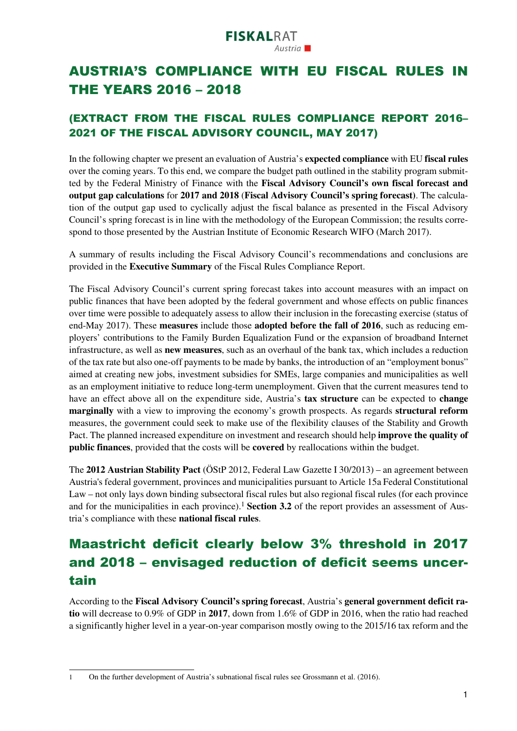FISKALRAT
Austria

# AUSTRIA'S COMPLIANCE WITH EU FISCAL RULES IN THE YEARS 2016 – 2018

## (EXTRACT FROM THE FISCAL RULES COMPLIANCE REPORT 2016–2021 OF THE FISCAL ADVISORY COUNCIL, MAY 2017)

In the following chapter we present an evaluation of Austria's **expected compliance** with EU **fiscal rules** over the coming years. To this end, we compare the budget path outlined in the stability program submitted by the Federal Ministry of Finance with the **Fiscal Advisory Council's own fiscal forecast and output gap calculations** for **2017 and 2018** (**Fiscal Advisory Council's spring forecast**). The calculation of the output gap used to cyclically adjust the fiscal balance as presented in the Fiscal Advisory Council's spring forecast is in line with the methodology of the European Commission; the results correspond to those presented by the Austrian Institute of Economic Research WIFO (March 2017).

A summary of results including the Fiscal Advisory Council's recommendations and conclusions are provided in the **Executive Summary** of the Fiscal Rules Compliance Report.

The Fiscal Advisory Council's current spring forecast takes into account measures with an impact on public finances that have been adopted by the federal government and whose effects on public finances over time were possible to adequately assess to allow their inclusion in the forecasting exercise (status of end-May 2017). These **measures** include those **adopted before the fall of 2016**, such as reducing employers' contributions to the Family Burden Equalization Fund or the expansion of broadband Internet infrastructure, as well as **new measures**, such as an overhaul of the bank tax, which includes a reduction of the tax rate but also one-off payments to be made by banks, the introduction of an "employment bonus" aimed at creating new jobs, investment subsidies for SMEs, large companies and municipalities as well as an employment initiative to reduce long-term unemployment. Given that the current measures tend to have an effect above all on the expenditure side, Austria's **tax structure** can be expected to **change marginally** with a view to improving the economy's growth prospects. As regards **structural reform** measures, the government could seek to make use of the flexibility clauses of the Stability and Growth Pact. The planned increased expenditure on investment and research should help **improve the quality of public finances**, provided that the costs will be **covered** by reallocations within the budget.

The **2012 Austrian Stability Pact** (ÖStP 2012, Federal Law Gazette I 30/2013) – an agreement between Austria's federal government, provinces and municipalities pursuant to Article 15a Federal Constitutional Law – not only lays down binding subsectoral fiscal rules but also regional fiscal rules (for each province and for the municipalities in each province).[1] **Section 3.2** of the report provides an assessment of Austria's compliance with these **national fiscal rules**.

## Maastricht deficit clearly below 3% threshold in 2017 and 2018 – envisaged reduction of deficit seems uncertain

According to the **Fiscal Advisory Council's spring forecast**, Austria's **general government deficit ratio** will decrease to 0.9% of GDP in **2017**, down from 1.6% of GDP in 2016, when the ratio had reached a significantly higher level in a year-on-year comparison mostly owing to the 2015/16 tax reform and the

[1] On the further development of Austria's subnational fiscal rules see Grossmann et al. (2016).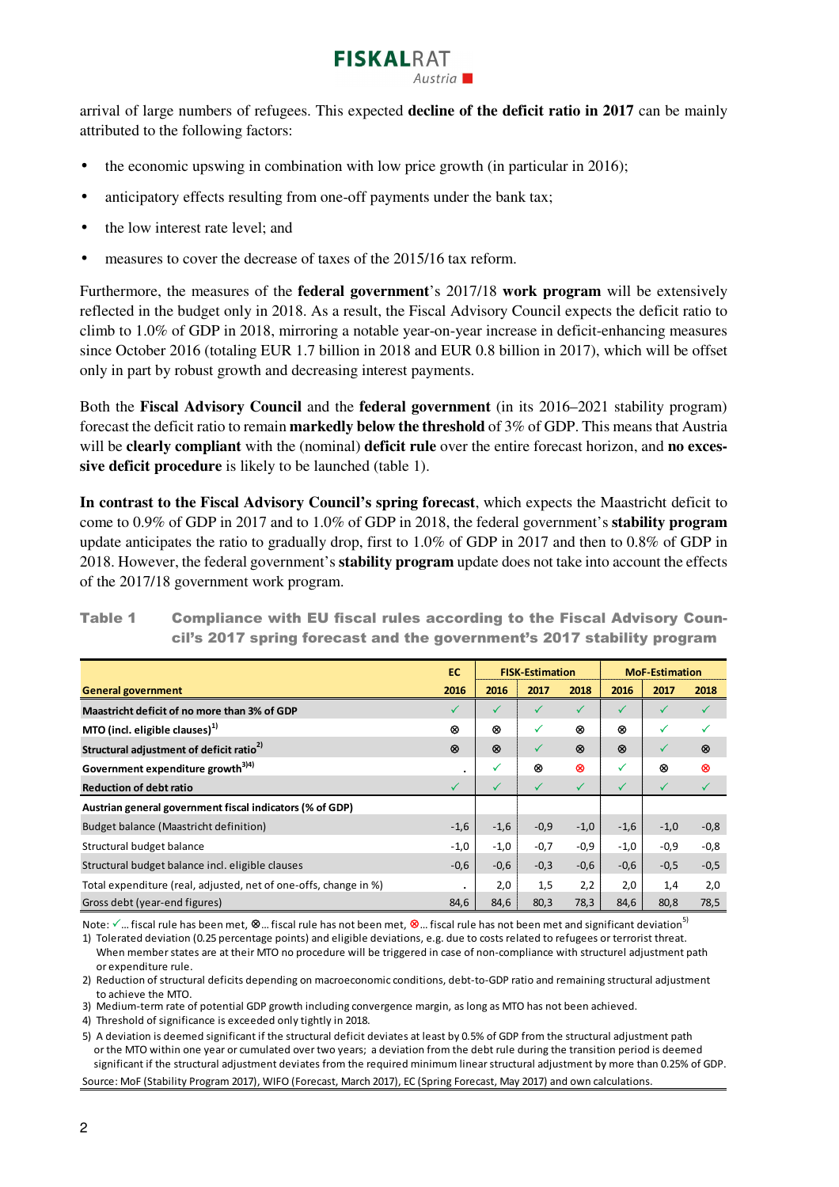arrival of large numbers of refugees. This expected **decline of the deficit ratio in 2017** can be mainly attributed to the following factors:

- the economic upswing in combination with low price growth (in particular in 2016);
- anticipatory effects resulting from one-off payments under the bank tax;
- the low interest rate level; and
- measures to cover the decrease of taxes of the 2015/16 tax reform.

Furthermore, the measures of the **federal government**'s 2017/18 **work program** will be extensively reflected in the budget only in 2018. As a result, the Fiscal Advisory Council expects the deficit ratio to climb to 1.0% of GDP in 2018, mirroring a notable year-on-year increase in deficit-enhancing measures since October 2016 (totaling EUR 1.7 billion in 2018 and EUR 0.8 billion in 2017), which will be offset only in part by robust growth and decreasing interest payments.

Both the **Fiscal Advisory Council** and the **federal government** (in its 2016–2021 stability program) forecast the deficit ratio to remain **markedly below the threshold** of 3% of GDP. This means that Austria will be **clearly compliant** with the (nominal) **deficit rule** over the entire forecast horizon, and **no excessive deficit procedure** is likely to be launched (table 1).

**In contrast to the Fiscal Advisory Council's spring forecast**, which expects the Maastricht deficit to come to 0.9% of GDP in 2017 and to 1.0% of GDP in 2018, the federal government's **stability program** update anticipates the ratio to gradually drop, first to 1.0% of GDP in 2017 and then to 0.8% of GDP in 2018. However, the federal government's **stability program** update does not take into account the effects of the 2017/18 government work program.

**Table 1 Compliance with EU fiscal rules according to the Fiscal Advisory Council's 2017 spring forecast and the government's 2017 stability program**

| | EC | FISK-Estimation | | | MoF-Estimation | | |
|---|---|---|---|---|---|---|---|
| **General government** | **2016** | **2016** | **2017** | **2018** | **2016** | **2017** | **2018** |
| **Maastricht deficit of no more than 3% of GDP** | ✓ | ✓ | ✓ | ✓ | ✓ | ✓ | ✓ |
| **MTO (incl. eligible clauses)[1)]** | ⊗ | ⊗ | ✓ | ⊗ | ⊗ | ✓ | ✓ |
| **Structural adjustment of deficit ratio[2)]** | ⊗ | ⊗ | ✓ | ⊗ | ⊗ | ✓ | ⊗ |
| **Government expenditure growth[3)4)]** | . | ✓ | ⊗ | ⊗ | ✓ | ⊗ | ⊗ |
| **Reduction of debt ratio** | ✓ | ✓ | ✓ | ✓ | ✓ | ✓ | ✓ |
| **Austrian general government fiscal indicators (% of GDP)** | | | | | | | |
| Budget balance (Maastricht definition) | -1,6 | -1,6 | -0,9 | -1,0 | -1,6 | -1,0 | -0,8 |
| Structural budget balance | -1,0 | -1,0 | -0,7 | -0,9 | -1,0 | -0,9 | -0,8 |
| Structural budget balance incl. eligible clauses | -0,6 | -0,6 | -0,3 | -0,6 | -0,6 | -0,5 | -0,5 |
| Total expenditure (real, adjusted, net of one-offs, change in %) | . | 2,0 | 1,5 | 2,2 | 2,0 | 1,4 | 2,0 |
| Gross debt (year-end figures) | 84,6 | 84,6 | 80,3 | 78,3 | 84,6 | 80,8 | 78,5 |

Note: ✓... fiscal rule has been met, ⊗... fiscal rule has not been met, ⊗... fiscal rule has not been met and significant deviation[5)]

1) Tolerated deviation (0.25 percentage points) and eligible deviations, e.g. due to costs related to refugees or terrorist threat. When member states are at their MTO no procedure will be triggered in case of non-compliance with structurel adjustment path or expenditure rule.

2) Reduction of structural deficits depending on macroeconomic conditions, debt-to-GDP ratio and remaining structural adjustment to achieve the MTO.

3) Medium-term rate of potential GDP growth including convergence margin, as long as MTO has not been achieved.

4) Threshold of significance is exceeded only tightly in 2018.

5) A deviation is deemed significant if the structural deficit deviates at least by 0.5% of GDP from the structural adjustment path or the MTO within one year or cumulated over two years; a deviation from the debt rule during the transition period is deemed significant if the structural adjustment deviates from the required minimum linear structural adjustment by more than 0.25% of GDP.

Source: MoF (Stability Program 2017), WIFO (Forecast, March 2017), EC (Spring Forecast, May 2017) and own calculations.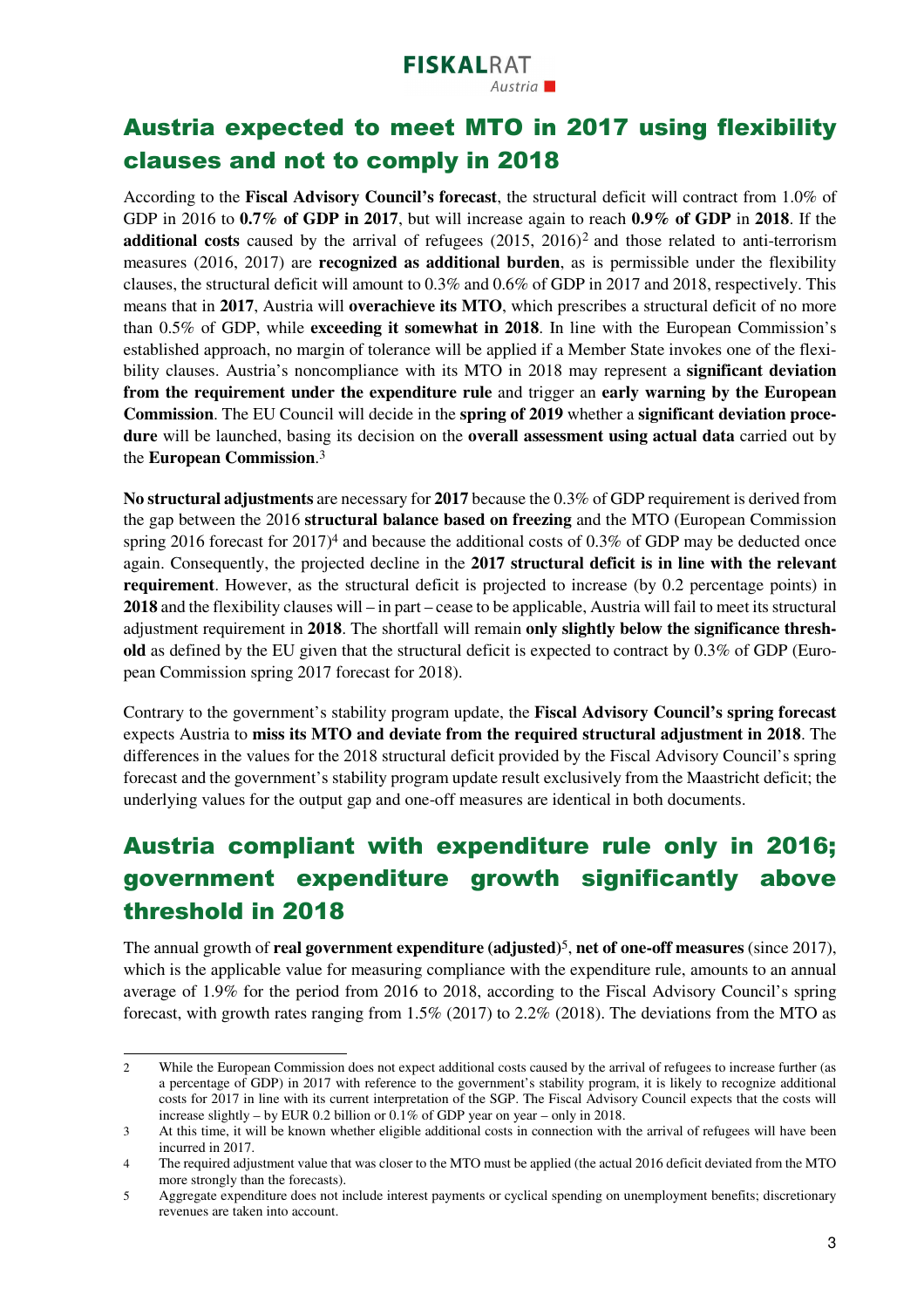## Austria expected to meet MTO in 2017 using flexibility clauses and not to comply in 2018

According to the **Fiscal Advisory Council's forecast**, the structural deficit will contract from 1.0% of GDP in 2016 to **0.7% of GDP in 2017**, but will increase again to reach **0.9% of GDP** in **2018**. If the **additional costs** caused by the arrival of refugees (2015, 2016)[2] and those related to anti-terrorism measures (2016, 2017) are **recognized as additional burden**, as is permissible under the flexibility clauses, the structural deficit will amount to 0.3% and 0.6% of GDP in 2017 and 2018, respectively. This means that in **2017**, Austria will **overachieve its MTO**, which prescribes a structural deficit of no more than 0.5% of GDP, while **exceeding it somewhat in 2018**. In line with the European Commission's established approach, no margin of tolerance will be applied if a Member State invokes one of the flexibility clauses. Austria's noncompliance with its MTO in 2018 may represent a **significant deviation from the requirement under the expenditure rule** and trigger an **early warning by the European Commission**. The EU Council will decide in the **spring of 2019** whether a **significant deviation procedure** will be launched, basing its decision on the **overall assessment using actual data** carried out by the **European Commission**.[3]

**No structural adjustments** are necessary for **2017** because the 0.3% of GDP requirement is derived from the gap between the 2016 **structural balance based on freezing** and the MTO (European Commission spring 2016 forecast for 2017)[4] and because the additional costs of 0.3% of GDP may be deducted once again. Consequently, the projected decline in the **2017 structural deficit is in line with the relevant requirement**. However, as the structural deficit is projected to increase (by 0.2 percentage points) in **2018** and the flexibility clauses will – in part – cease to be applicable, Austria will fail to meet its structural adjustment requirement in **2018**. The shortfall will remain **only slightly below the significance threshold** as defined by the EU given that the structural deficit is expected to contract by 0.3% of GDP (European Commission spring 2017 forecast for 2018).

Contrary to the government's stability program update, the **Fiscal Advisory Council's spring forecast** expects Austria to **miss its MTO and deviate from the required structural adjustment in 2018**. The differences in the values for the 2018 structural deficit provided by the Fiscal Advisory Council's spring forecast and the government's stability program update result exclusively from the Maastricht deficit; the underlying values for the output gap and one-off measures are identical in both documents.

## Austria compliant with expenditure rule only in 2016; government expenditure growth significantly above threshold in 2018

The annual growth of **real government expenditure (adjusted)**[5], **net of one-off measures** (since 2017), which is the applicable value for measuring compliance with the expenditure rule, amounts to an annual average of 1.9% for the period from 2016 to 2018, according to the Fiscal Advisory Council's spring forecast, with growth rates ranging from 1.5% (2017) to 2.2% (2018). The deviations from the MTO as

---

2 While the European Commission does not expect additional costs caused by the arrival of refugees to increase further (as a percentage of GDP) in 2017 with reference to the government's stability program, it is likely to recognize additional costs for 2017 in line with its current interpretation of the SGP. The Fiscal Advisory Council expects that the costs will increase slightly – by EUR 0.2 billion or 0.1% of GDP year on year – only in 2018.

3 At this time, it will be known whether eligible additional costs in connection with the arrival of refugees will have been incurred in 2017.

4 The required adjustment value that was closer to the MTO must be applied (the actual 2016 deficit deviated from the MTO more strongly than the forecasts).

5 Aggregate expenditure does not include interest payments or cyclical spending on unemployment benefits; discretionary revenues are taken into account.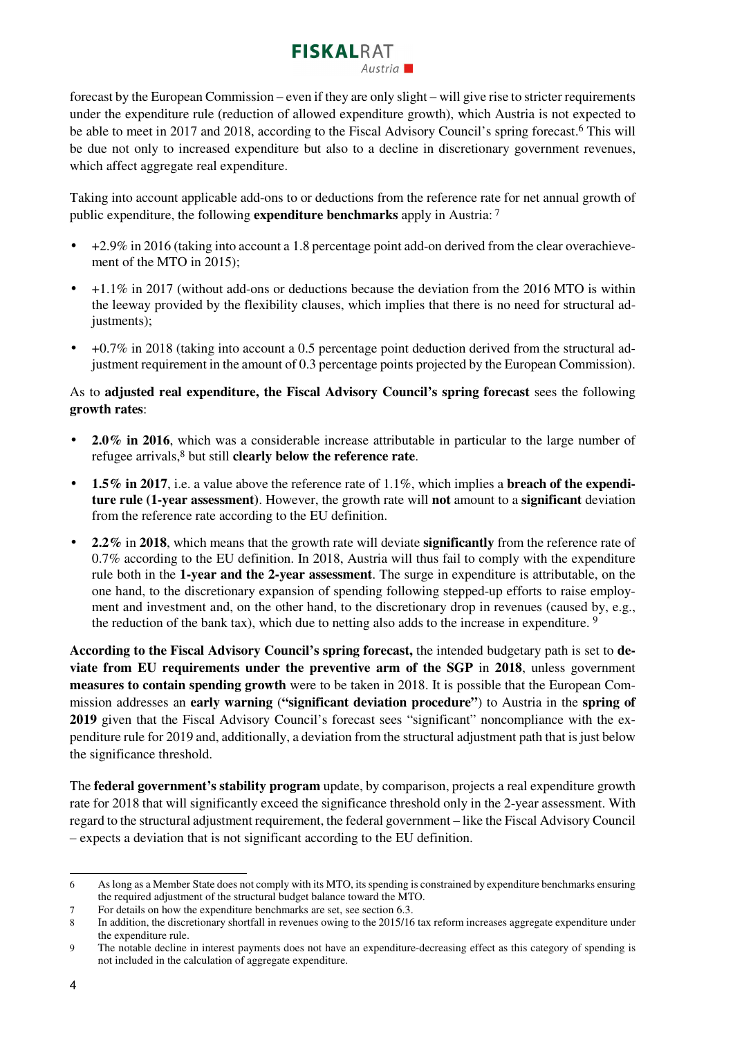forecast by the European Commission – even if they are only slight – will give rise to stricter requirements under the expenditure rule (reduction of allowed expenditure growth), which Austria is not expected to be able to meet in 2017 and 2018, according to the Fiscal Advisory Council's spring forecast.[6] This will be due not only to increased expenditure but also to a decline in discretionary government revenues, which affect aggregate real expenditure.

Taking into account applicable add-ons to or deductions from the reference rate for net annual growth of public expenditure, the following **expenditure benchmarks** apply in Austria: [7]

- +2.9% in 2016 (taking into account a 1.8 percentage point add-on derived from the clear overachievement of the MTO in 2015);
- +1.1% in 2017 (without add-ons or deductions because the deviation from the 2016 MTO is within the leeway provided by the flexibility clauses, which implies that there is no need for structural adjustments);
- +0.7% in 2018 (taking into account a 0.5 percentage point deduction derived from the structural adjustment requirement in the amount of 0.3 percentage points projected by the European Commission).

As to **adjusted real expenditure, the Fiscal Advisory Council's spring forecast** sees the following **growth rates**:

- **2.0% in 2016**, which was a considerable increase attributable in particular to the large number of refugee arrivals,[8] but still **clearly below the reference rate**.
- **1.5% in 2017**, i.e. a value above the reference rate of 1.1%, which implies a **breach of the expenditure rule (1-year assessment)**. However, the growth rate will **not** amount to a **significant** deviation from the reference rate according to the EU definition.
- **2.2%** in **2018**, which means that the growth rate will deviate **significantly** from the reference rate of 0.7% according to the EU definition. In 2018, Austria will thus fail to comply with the expenditure rule both in the **1-year and the 2-year assessment**. The surge in expenditure is attributable, on the one hand, to the discretionary expansion of spending following stepped-up efforts to raise employment and investment and, on the other hand, to the discretionary drop in revenues (caused by, e.g., the reduction of the bank tax), which due to netting also adds to the increase in expenditure. [9]

**According to the Fiscal Advisory Council's spring forecast,** the intended budgetary path is set to **deviate from EU requirements under the preventive arm of the SGP** in **2018**, unless government **measures to contain spending growth** were to be taken in 2018. It is possible that the European Commission addresses an **early warning** (**"significant deviation procedure"**) to Austria in the **spring of 2019** given that the Fiscal Advisory Council's forecast sees "significant" noncompliance with the expenditure rule for 2019 and, additionally, a deviation from the structural adjustment path that is just below the significance threshold.

The **federal government's stability program** update, by comparison, projects a real expenditure growth rate for 2018 that will significantly exceed the significance threshold only in the 2-year assessment. With regard to the structural adjustment requirement, the federal government – like the Fiscal Advisory Council – expects a deviation that is not significant according to the EU definition.

---

[6] As long as a Member State does not comply with its MTO, its spending is constrained by expenditure benchmarks ensuring the required adjustment of the structural budget balance toward the MTO.

[7] For details on how the expenditure benchmarks are set, see section 6.3.

[8] In addition, the discretionary shortfall in revenues owing to the 2015/16 tax reform increases aggregate expenditure under the expenditure rule.

[9] The notable decline in interest payments does not have an expenditure-decreasing effect as this category of spending is not included in the calculation of aggregate expenditure.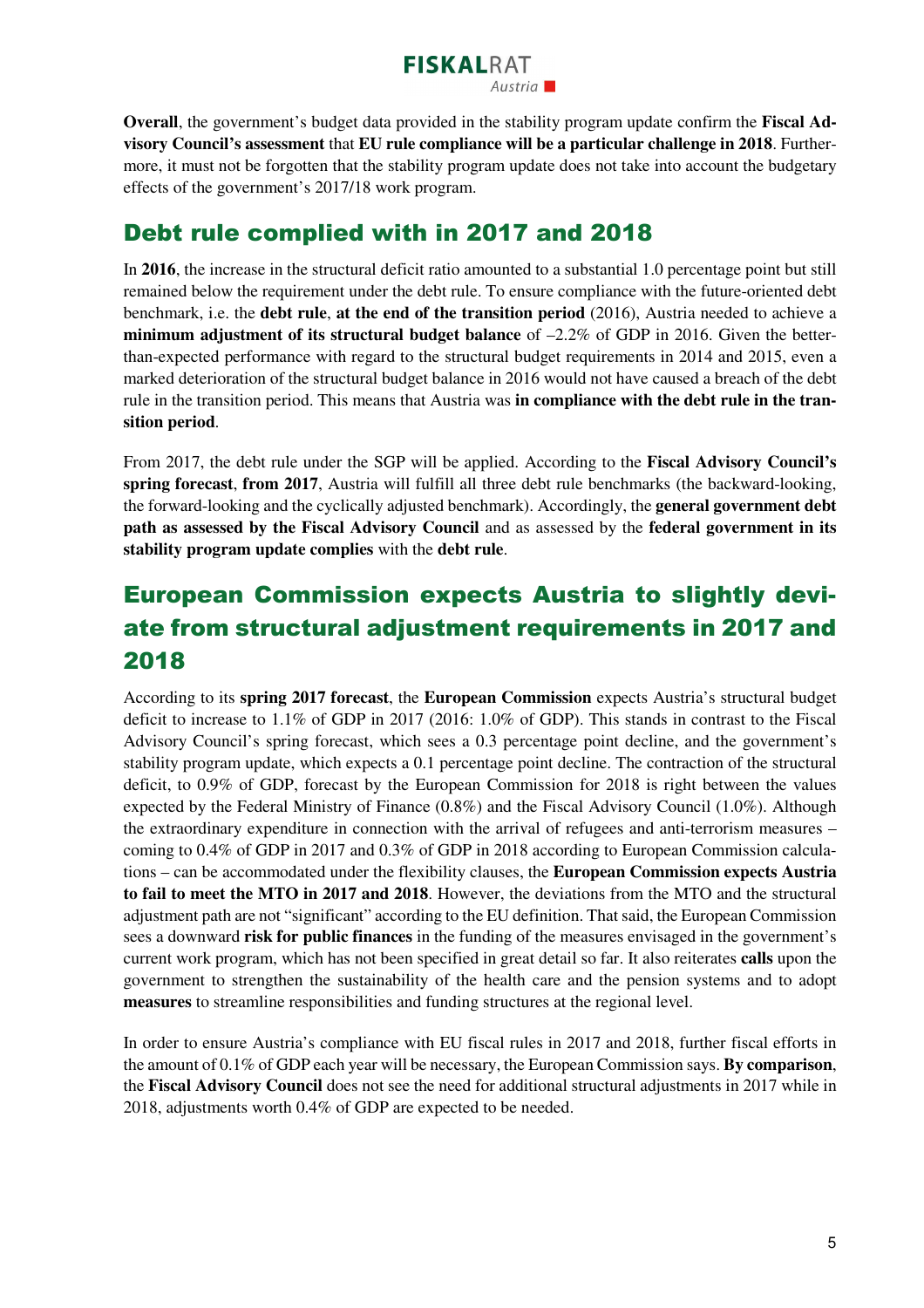**Overall**, the government's budget data provided in the stability program update confirm the **Fiscal Advisory Council's assessment** that **EU rule compliance will be a particular challenge in 2018**. Furthermore, it must not be forgotten that the stability program update does not take into account the budgetary effects of the government's 2017/18 work program.

## Debt rule complied with in 2017 and 2018

In **2016**, the increase in the structural deficit ratio amounted to a substantial 1.0 percentage point but still remained below the requirement under the debt rule. To ensure compliance with the future-oriented debt benchmark, i.e. the **debt rule**, **at the end of the transition period** (2016), Austria needed to achieve a **minimum adjustment of its structural budget balance** of –2.2% of GDP in 2016. Given the better-than-expected performance with regard to the structural budget requirements in 2014 and 2015, even a marked deterioration of the structural budget balance in 2016 would not have caused a breach of the debt rule in the transition period. This means that Austria was **in compliance with the debt rule in the transition period**.

From 2017, the debt rule under the SGP will be applied. According to the **Fiscal Advisory Council's spring forecast**, **from 2017**, Austria will fulfill all three debt rule benchmarks (the backward-looking, the forward-looking and the cyclically adjusted benchmark). Accordingly, the **general government debt path as assessed by the Fiscal Advisory Council** and as assessed by the **federal government in its stability program update complies** with the **debt rule**.

## European Commission expects Austria to slightly deviate from structural adjustment requirements in 2017 and 2018

According to its **spring 2017 forecast**, the **European Commission** expects Austria's structural budget deficit to increase to 1.1% of GDP in 2017 (2016: 1.0% of GDP). This stands in contrast to the Fiscal Advisory Council's spring forecast, which sees a 0.3 percentage point decline, and the government's stability program update, which expects a 0.1 percentage point decline. The contraction of the structural deficit, to 0.9% of GDP, forecast by the European Commission for 2018 is right between the values expected by the Federal Ministry of Finance (0.8%) and the Fiscal Advisory Council (1.0%). Although the extraordinary expenditure in connection with the arrival of refugees and anti-terrorism measures – coming to 0.4% of GDP in 2017 and 0.3% of GDP in 2018 according to European Commission calculations – can be accommodated under the flexibility clauses, the **European Commission expects Austria to fail to meet the MTO in 2017 and 2018**. However, the deviations from the MTO and the structural adjustment path are not "significant" according to the EU definition. That said, the European Commission sees a downward **risk for public finances** in the funding of the measures envisaged in the government's current work program, which has not been specified in great detail so far. It also reiterates **calls** upon the government to strengthen the sustainability of the health care and the pension systems and to adopt **measures** to streamline responsibilities and funding structures at the regional level.

In order to ensure Austria's compliance with EU fiscal rules in 2017 and 2018, further fiscal efforts in the amount of 0.1% of GDP each year will be necessary, the European Commission says. **By comparison**, the **Fiscal Advisory Council** does not see the need for additional structural adjustments in 2017 while in 2018, adjustments worth 0.4% of GDP are expected to be needed.